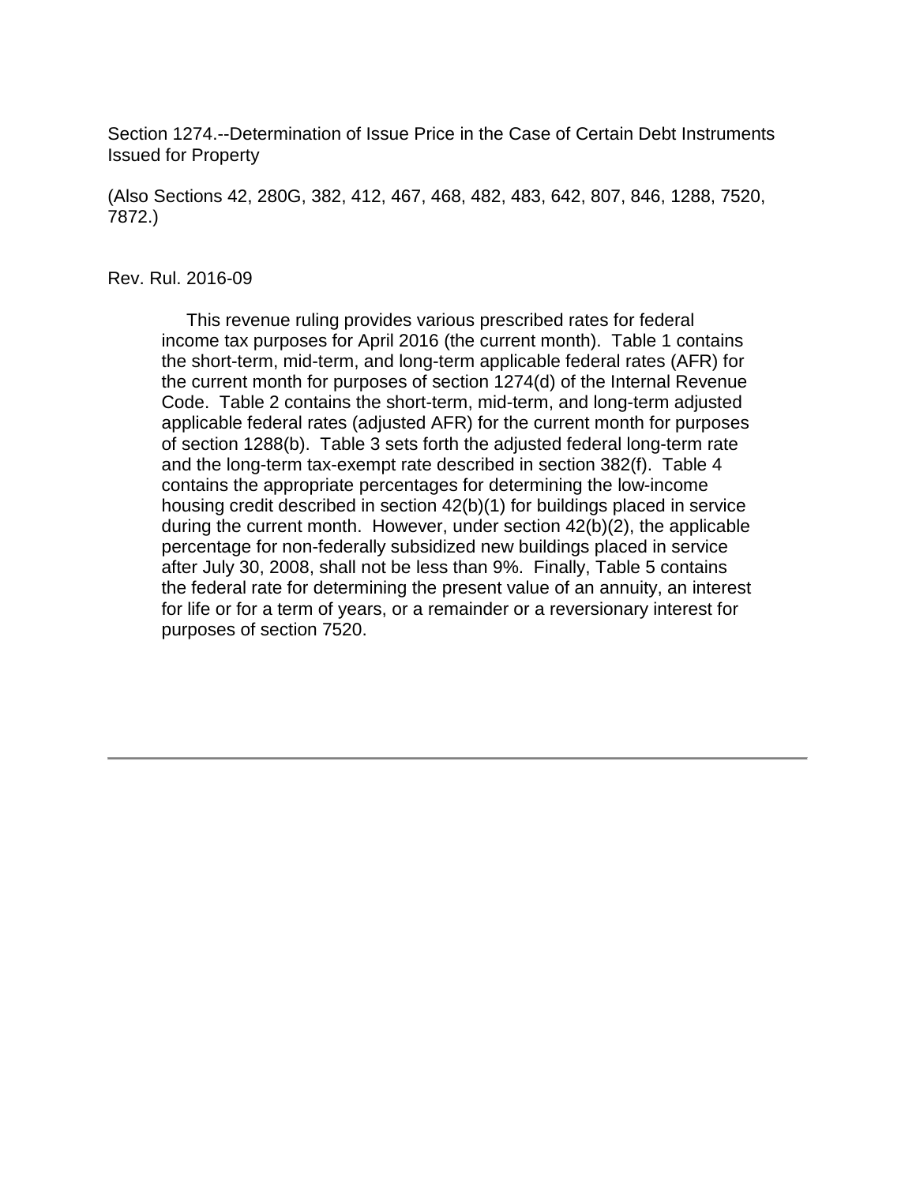Section 1274.--Determination of Issue Price in the Case of Certain Debt Instruments Issued for Property

(Also Sections 42, 280G, 382, 412, 467, 468, 482, 483, 642, 807, 846, 1288, 7520, 7872.)

Rev. Rul. 2016-09

> This revenue ruling provides various prescribed rates for federal income tax purposes for April 2016 (the current month). Table 1 contains the short-term, mid-term, and long-term applicable federal rates (AFR) for the current month for purposes of section 1274(d) of the Internal Revenue Code. Table 2 contains the short-term, mid-term, and long-term adjusted applicable federal rates (adjusted AFR) for the current month for purposes of section 1288(b). Table 3 sets forth the adjusted federal long-term rate and the long-term tax-exempt rate described in section 382(f). Table 4 contains the appropriate percentages for determining the low-income housing credit described in section 42(b)(1) for buildings placed in service during the current month. However, under section 42(b)(2), the applicable percentage for non-federally subsidized new buildings placed in service after July 30, 2008, shall not be less than 9%. Finally, Table 5 contains the federal rate for determining the present value of an annuity, an interest for life or for a term of years, or a remainder or a reversionary interest for purposes of section 7520.

---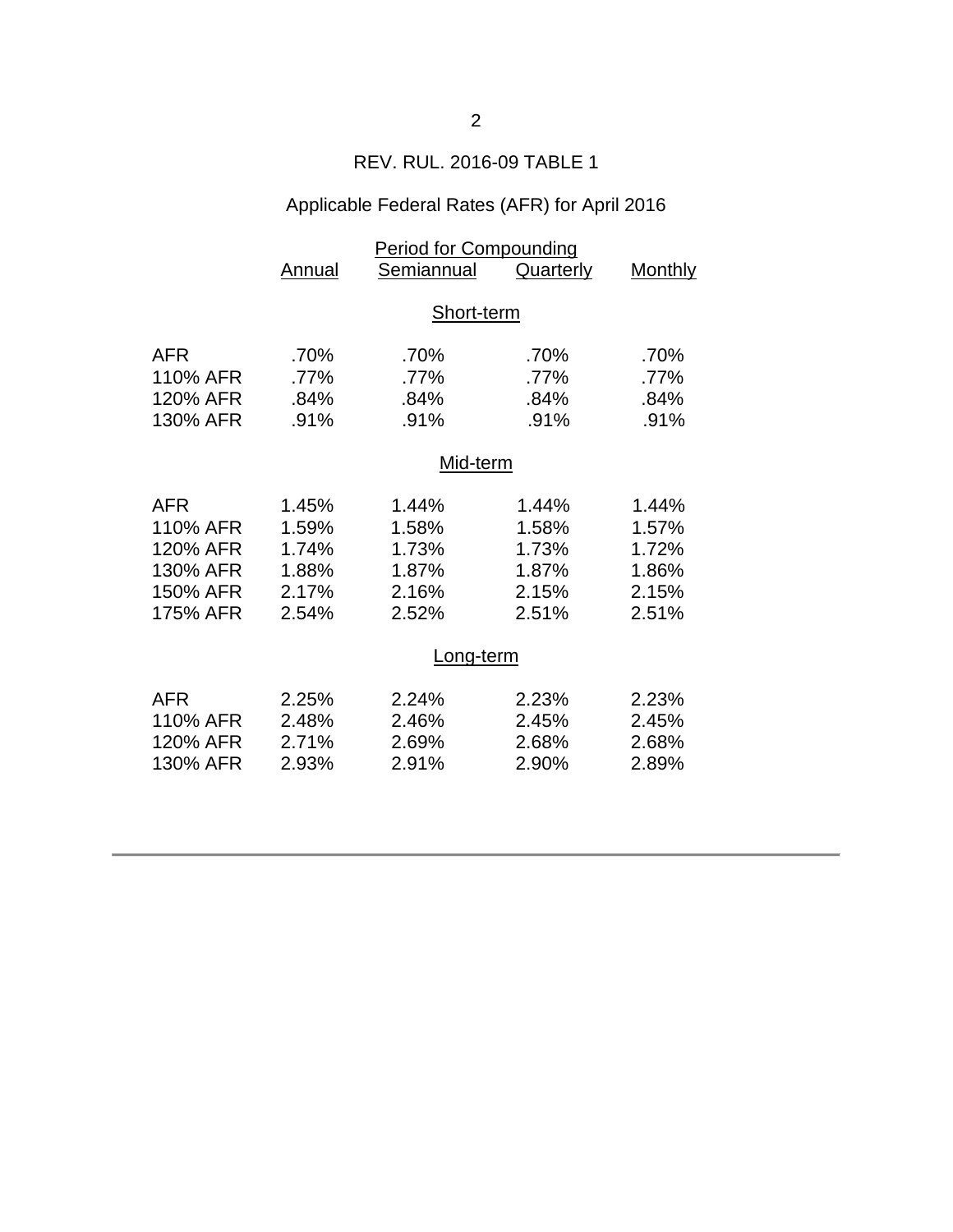REV. RUL. 2016-09 TABLE 1

Applicable Federal Rates (AFR) for April 2016

| | Period for Compounding | | | |
|---|---|---|---|---|
| | Annual | Semiannual | Quarterly | Monthly |
| | **Short-term** | | | |
| AFR | .70% | .70% | .70% | .70% |
| 110% AFR | .77% | .77% | .77% | .77% |
| 120% AFR | .84% | .84% | .84% | .84% |
| 130% AFR | .91% | .91% | .91% | .91% |
| | **Mid-term** | | | |
| AFR | 1.45% | 1.44% | 1.44% | 1.44% |
| 110% AFR | 1.59% | 1.58% | 1.58% | 1.57% |
| 120% AFR | 1.74% | 1.73% | 1.73% | 1.72% |
| 130% AFR | 1.88% | 1.87% | 1.87% | 1.86% |
| 150% AFR | 2.17% | 2.16% | 2.15% | 2.15% |
| 175% AFR | 2.54% | 2.52% | 2.51% | 2.51% |
| | **Long-term** | | | |
| AFR | 2.25% | 2.24% | 2.23% | 2.23% |
| 110% AFR | 2.48% | 2.46% | 2.45% | 2.45% |
| 120% AFR | 2.71% | 2.69% | 2.68% | 2.68% |
| 130% AFR | 2.93% | 2.91% | 2.90% | 2.89% |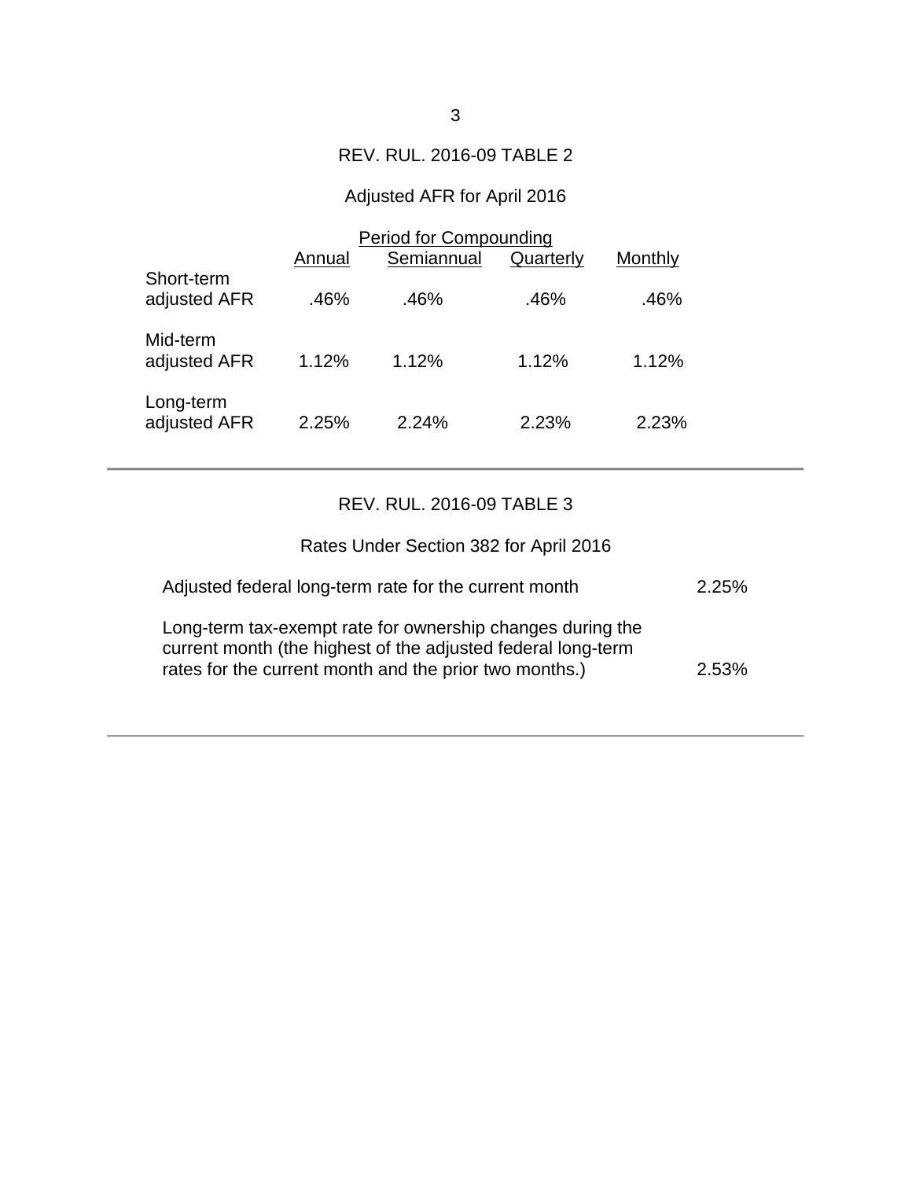## REV. RUL. 2016-09 TABLE 2

### Adjusted AFR for April 2016

| | Period for Compounding | | | |
|---|---|---|---|---|
| | Annual | Semiannual | Quarterly | Monthly |
| Short-term adjusted AFR | .46% | .46% | .46% | .46% |
| Mid-term adjusted AFR | 1.12% | 1.12% | 1.12% | 1.12% |
| Long-term adjusted AFR | 2.25% | 2.24% | 2.23% | 2.23% |

---

## REV. RUL. 2016-09 TABLE 3

### Rates Under Section 382 for April 2016

| | |
|---|---|
| Adjusted federal long-term rate for the current month | 2.25% |
| Long-term tax-exempt rate for ownership changes during the current month (the highest of the adjusted federal long-term rates for the current month and the prior two months.) | 2.53% |

---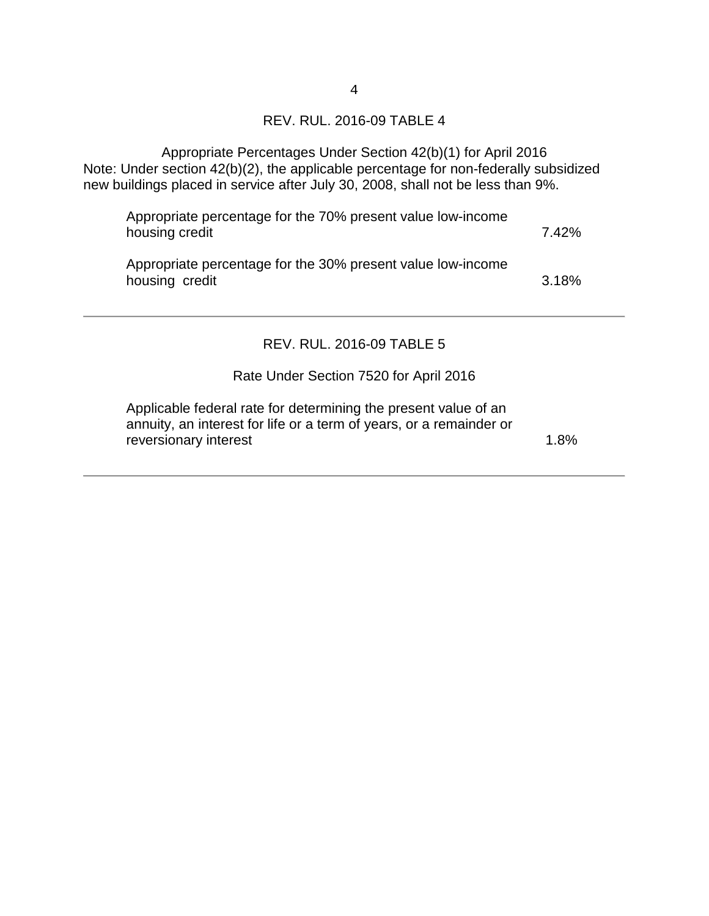## REV. RUL. 2016-09 TABLE 4

Appropriate Percentages Under Section 42(b)(1) for April 2016

Note: Under section 42(b)(2), the applicable percentage for non-federally subsidized new buildings placed in service after July 30, 2008, shall not be less than 9%.

| | |
|---|---|
| Appropriate percentage for the 70% present value low-income housing credit | 7.42% |
| Appropriate percentage for the 30% present value low-income housing credit | 3.18% |

---

## REV. RUL. 2016-09 TABLE 5

Rate Under Section 7520 for April 2016

| | |
|---|---|
| Applicable federal rate for determining the present value of an annuity, an interest for life or a term of years, or a remainder or reversionary interest | 1.8% |

---